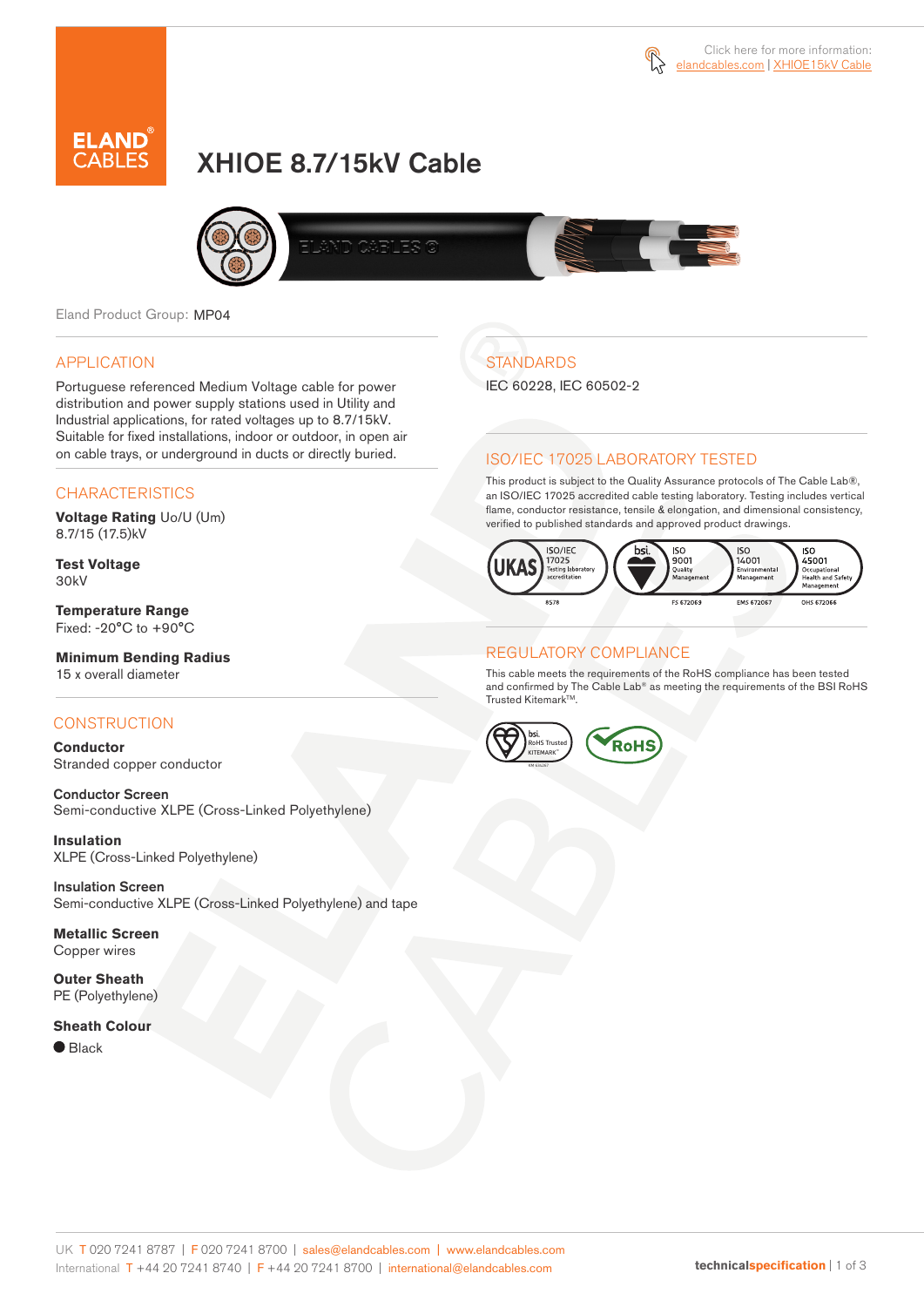Click here for more information: elandcables.com | XHIOE15kV Cable

# XHIOE 8.7/15kV Cable

Eland Product Group: MP04

## APPLICATION

Portuguese referenced Medium Voltage cable for power distribution and power supply stations used in Utility and Industrial applications, for rated voltages up to 8.7/15kV. Suitable for fixed installations, indoor or outdoor, in open air on cable trays, or underground in ducts or directly buried.

## CHARACTERISTICS

**Voltage Rating** Uo/U (Um)
8.7/15 (17.5)kV

**Test Voltage**
30kV

**Temperature Range**
Fixed: -20°C to +90°C

**Minimum Bending Radius**
15 x overall diameter

## CONSTRUCTION

**Conductor**
Stranded copper conductor

**Conductor Screen**
Semi-conductive XLPE (Cross-Linked Polyethylene)

**Insulation**
XLPE (Cross-Linked Polyethylene)

**Insulation Screen**
Semi-conductive XLPE (Cross-Linked Polyethylene) and tape

**Metallic Screen**
Copper wires

**Outer Sheath**
PE (Polyethylene)

**Sheath Colour**
● Black

## STANDARDS

IEC 60228, IEC 60502-2

## ISO/IEC 17025 LABORATORY TESTED

This product is subject to the Quality Assurance protocols of The Cable Lab®, an ISO/IEC 17025 accredited cable testing laboratory. Testing includes vertical flame, conductor resistance, tensile & elongation, and dimensional consistency, verified to published standards and approved product drawings.

UKAS ISO/IEC 17025 Testing laboratory accreditation 8578 | bsi. ISO 9001 Quality Management FS 672069 | ISO 14001 Environmental Management EMS 672067 | ISO 45001 Occupational Health and Safety Management OHS 672066

## REGULATORY COMPLIANCE

This cable meets the requirements of the RoHS compliance has been tested and confirmed by The Cable Lab® as meeting the requirements of the BSI RoHS Trusted Kitemark™.

bsi. RoHS Trusted KITEMARK™ | RoHS

UK T 020 7241 8787 | F 020 7241 8700 | sales@elandcables.com | www.elandcables.com
International T +44 20 7241 8740 | F +44 20 7241 8700 | international@elandcables.com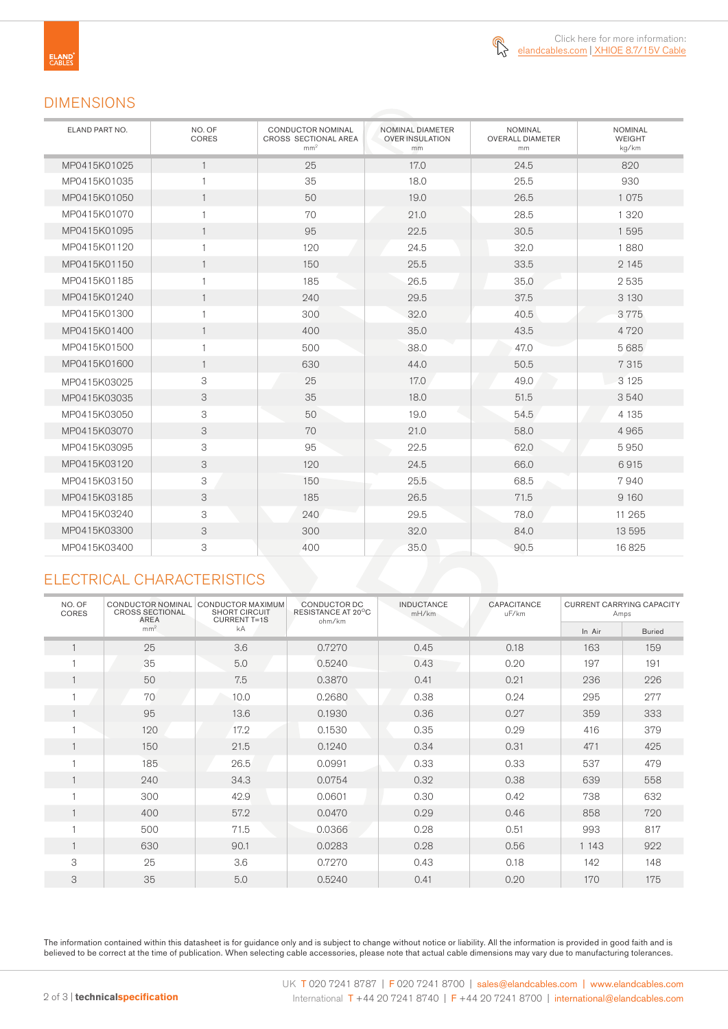Click here for more information: elandcables.com | XHIOE 8.7/15V Cable

## DIMENSIONS

| ELAND PART NO. | NO. OF CORES | CONDUCTOR NOMINAL CROSS SECTIONAL AREA mm² | NOMINAL DIAMETER OVER INSULATION mm | NOMINAL OVERALL DIAMETER mm | NOMINAL WEIGHT kg/km |
|---|---|---|---|---|---|
| MP0415K01025 | 1 | 25 | 17.0 | 24.5 | 820 |
| MP0415K01035 | 1 | 35 | 18.0 | 25.5 | 930 |
| MP0415K01050 | 1 | 50 | 19.0 | 26.5 | 1 075 |
| MP0415K01070 | 1 | 70 | 21.0 | 28.5 | 1 320 |
| MP0415K01095 | 1 | 95 | 22.5 | 30.5 | 1 595 |
| MP0415K01120 | 1 | 120 | 24.5 | 32.0 | 1 880 |
| MP0415K01150 | 1 | 150 | 25.5 | 33.5 | 2 145 |
| MP0415K01185 | 1 | 185 | 26.5 | 35.0 | 2 535 |
| MP0415K01240 | 1 | 240 | 29.5 | 37.5 | 3 130 |
| MP0415K01300 | 1 | 300 | 32.0 | 40.5 | 3 775 |
| MP0415K01400 | 1 | 400 | 35.0 | 43.5 | 4 720 |
| MP0415K01500 | 1 | 500 | 38.0 | 47.0 | 5 685 |
| MP0415K01600 | 1 | 630 | 44.0 | 50.5 | 7 315 |
| MP0415K03025 | 3 | 25 | 17.0 | 49.0 | 3 125 |
| MP0415K03035 | 3 | 35 | 18.0 | 51.5 | 3 540 |
| MP0415K03050 | 3 | 50 | 19.0 | 54.5 | 4 135 |
| MP0415K03070 | 3 | 70 | 21.0 | 58.0 | 4 965 |
| MP0415K03095 | 3 | 95 | 22.5 | 62.0 | 5 950 |
| MP0415K03120 | 3 | 120 | 24.5 | 66.0 | 6 915 |
| MP0415K03150 | 3 | 150 | 25.5 | 68.5 | 7 940 |
| MP0415K03185 | 3 | 185 | 26.5 | 71.5 | 9 160 |
| MP0415K03240 | 3 | 240 | 29.5 | 78.0 | 11 265 |
| MP0415K03300 | 3 | 300 | 32.0 | 84.0 | 13 595 |
| MP0415K03400 | 3 | 400 | 35.0 | 90.5 | 16 825 |

## ELECTRICAL CHARACTERISTICS

| NO. OF CORES | CONDUCTOR NOMINAL CROSS SECTIONAL AREA mm² | CONDUCTOR MAXIMUM SHORT CIRCUIT CURRENT T=1S kA | CONDUCTOR DC RESISTANCE AT 20°C ohm/km | INDUCTANCE mH/km | CAPACITANCE uF/km | CURRENT CARRYING CAPACITY Amps | |
|---|---|---|---|---|---|---|---|
| | | | | | | In Air | Buried |
| 1 | 25 | 3.6 | 0.7270 | 0.45 | 0.18 | 163 | 159 |
| 1 | 35 | 5.0 | 0.5240 | 0.43 | 0.20 | 197 | 191 |
| 1 | 50 | 7.5 | 0.3870 | 0.41 | 0.21 | 236 | 226 |
| 1 | 70 | 10.0 | 0.2680 | 0.38 | 0.24 | 295 | 277 |
| 1 | 95 | 13.6 | 0.1930 | 0.36 | 0.27 | 359 | 333 |
| 1 | 120 | 17.2 | 0.1530 | 0.35 | 0.29 | 416 | 379 |
| 1 | 150 | 21.5 | 0.1240 | 0.34 | 0.31 | 471 | 425 |
| 1 | 185 | 26.5 | 0.0991 | 0.33 | 0.33 | 537 | 479 |
| 1 | 240 | 34.3 | 0.0754 | 0.32 | 0.38 | 639 | 558 |
| 1 | 300 | 42.9 | 0.0601 | 0.30 | 0.42 | 738 | 632 |
| 1 | 400 | 57.2 | 0.0470 | 0.29 | 0.46 | 858 | 720 |
| 1 | 500 | 71.5 | 0.0366 | 0.28 | 0.51 | 993 | 817 |
| 1 | 630 | 90.1 | 0.0283 | 0.28 | 0.56 | 1 143 | 922 |
| 3 | 25 | 3.6 | 0.7270 | 0.43 | 0.18 | 142 | 148 |
| 3 | 35 | 5.0 | 0.5240 | 0.41 | 0.20 | 170 | 175 |

The information contained within this datasheet is for guidance only and is subject to change without notice or liability. All the information is provided in good faith and is believed to be correct at the time of publication. When selecting cable accessories, please note that actual cable dimensions may vary due to manufacturing tolerances.

UK T 020 7241 8787 | F 020 7241 8700 | sales@elandcables.com | www.elandcables.com
International T +44 20 7241 8740 | F +44 20 7241 8700 | international@elandcables.com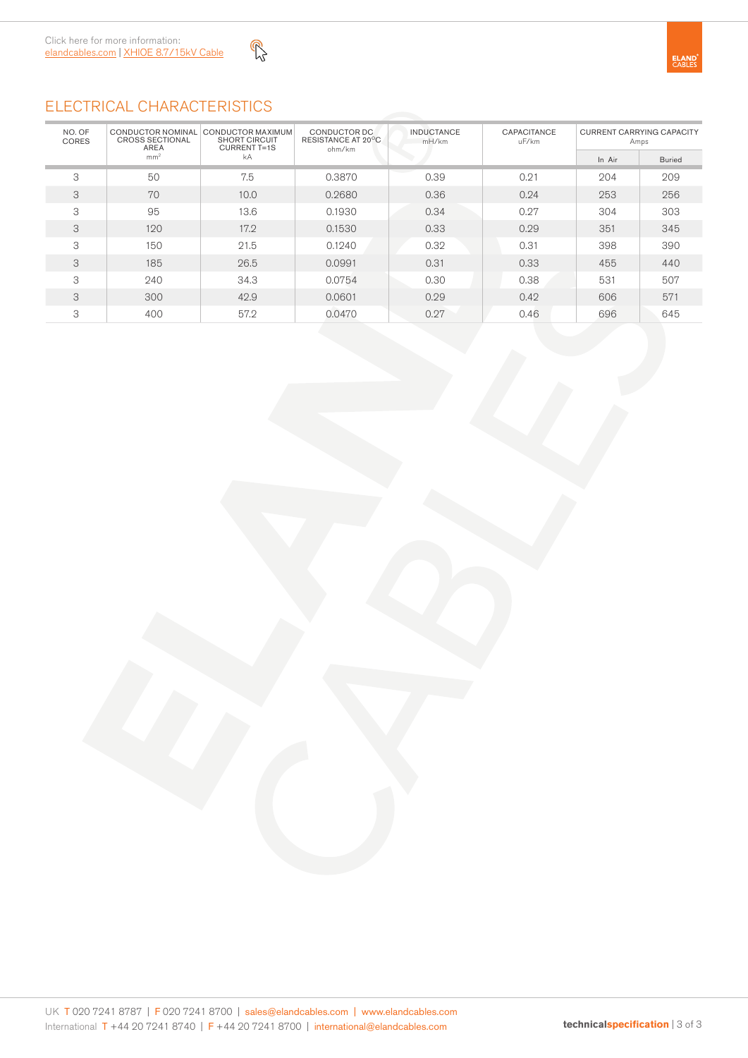Click here for more information:
elandcables.com | XHIOE 8.7/15kV Cable

## ELECTRICAL CHARACTERISTICS

| NO. OF CORES | CONDUCTOR NOMINAL CROSS SECTIONAL AREA mm² | CONDUCTOR MAXIMUM SHORT CIRCUIT CURRENT T=1S kA | CONDUCTOR DC RESISTANCE AT 20°C ohm/km | INDUCTANCE mH/km | CAPACITANCE uF/km | CURRENT CARRYING CAPACITY Amps | |
|---|---|---|---|---|---|---|---|
| | | | | | | In Air | Buried |
| 3 | 50 | 7.5 | 0.3870 | 0.39 | 0.21 | 204 | 209 |
| 3 | 70 | 10.0 | 0.2680 | 0.36 | 0.24 | 253 | 256 |
| 3 | 95 | 13.6 | 0.1930 | 0.34 | 0.27 | 304 | 303 |
| 3 | 120 | 17.2 | 0.1530 | 0.33 | 0.29 | 351 | 345 |
| 3 | 150 | 21.5 | 0.1240 | 0.32 | 0.31 | 398 | 390 |
| 3 | 185 | 26.5 | 0.0991 | 0.31 | 0.33 | 455 | 440 |
| 3 | 240 | 34.3 | 0.0754 | 0.30 | 0.38 | 531 | 507 |
| 3 | 300 | 42.9 | 0.0601 | 0.29 | 0.42 | 606 | 571 |
| 3 | 400 | 57.2 | 0.0470 | 0.27 | 0.46 | 696 | 645 |

UK T 020 7241 8787 | F 020 7241 8700 | sales@elandcables.com | www.elandcables.com
International T +44 20 7241 8740 | F +44 20 7241 8700 | international@elandcables.com